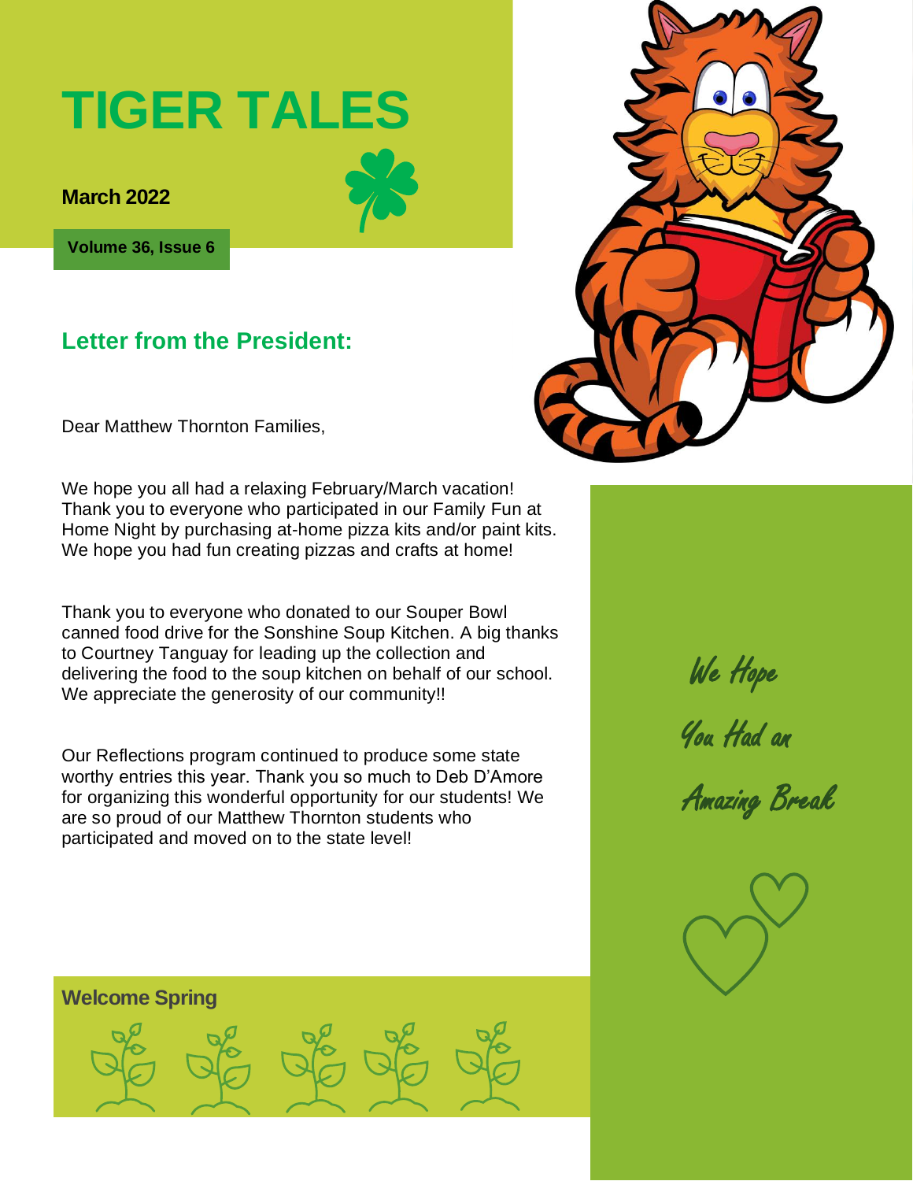# TIGER TALES

**March 2022**

**Volume 36, Issue 6**

## Letter from the President:

Dear Matthew Thornton Families,

We hope you all had a relaxing February/March vacation! Thank you to everyone who participated in our Family Fun at Home Night by purchasing at-home pizza kits and/or paint kits. We hope you had fun creating pizzas and crafts at home!

Thank you to everyone who donated to our Souper Bowl canned food drive for the Sonshine Soup Kitchen. A big thanks to Courtney Tanguay for leading up the collection and delivering the food to the soup kitchen on behalf of our school. We appreciate the generosity of our community!!

Our Reflections program continued to produce some state worthy entries this year. Thank you so much to Deb D'Amore for organizing this wonderful opportunity for our students! We are so proud of our Matthew Thornton students who participated and moved on to the state level!

*We Hope You Had an Amazing Break*

**Welcome Spring**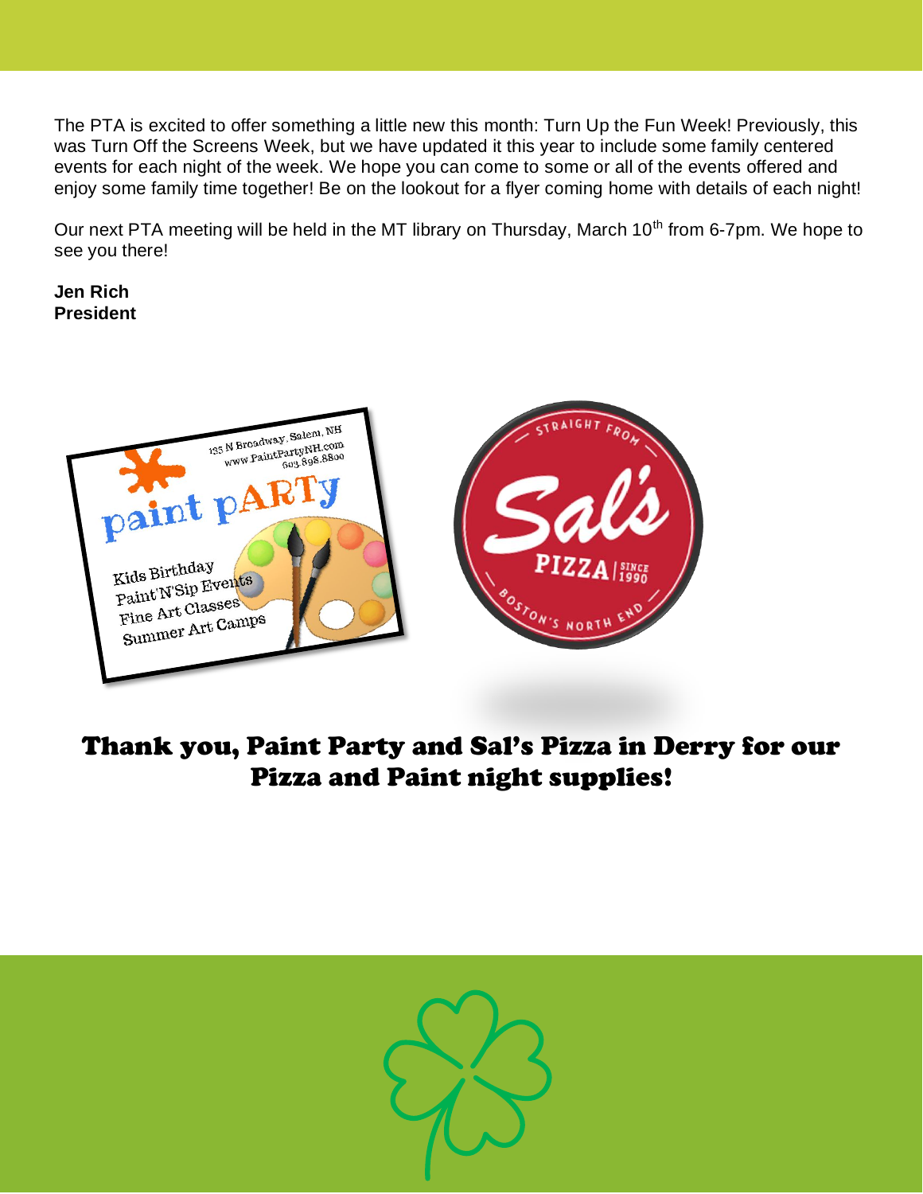The PTA is excited to offer something a little new this month: Turn Up the Fun Week! Previously, this was Turn Off the Screens Week, but we have updated it this year to include some family centered events for each night of the week. We hope you can come to some or all of the events offered and enjoy some family time together! Be on the lookout for a flyer coming home with details of each night!

Our next PTA meeting will be held in the MT library on Thursday, March 10th from 6-7pm. We hope to see you there!

**Jen Rich**
**President**

**Thank you, Paint Party and Sal's Pizza in Derry for our Pizza and Paint night supplies!**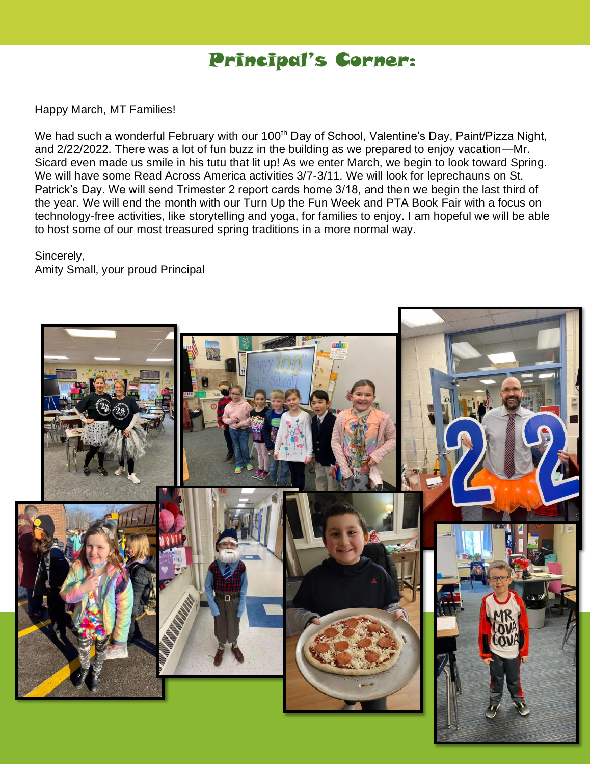# Principal's Corner:

Happy March, MT Families!

We had such a wonderful February with our 100th Day of School, Valentine's Day, Paint/Pizza Night, and 2/22/2022. There was a lot of fun buzz in the building as we prepared to enjoy vacation—Mr. Sicard even made us smile in his tutu that lit up! As we enter March, we begin to look toward Spring. We will have some Read Across America activities 3/7-3/11. We will look for leprechauns on St. Patrick's Day. We will send Trimester 2 report cards home 3/18, and then we begin the last third of the year. We will end the month with our Turn Up the Fun Week and PTA Book Fair with a focus on technology-free activities, like storytelling and yoga, for families to enjoy. I am hopeful we will be able to host some of our most treasured spring traditions in a more normal way.

Sincerely,  
Amity Small, your proud Principal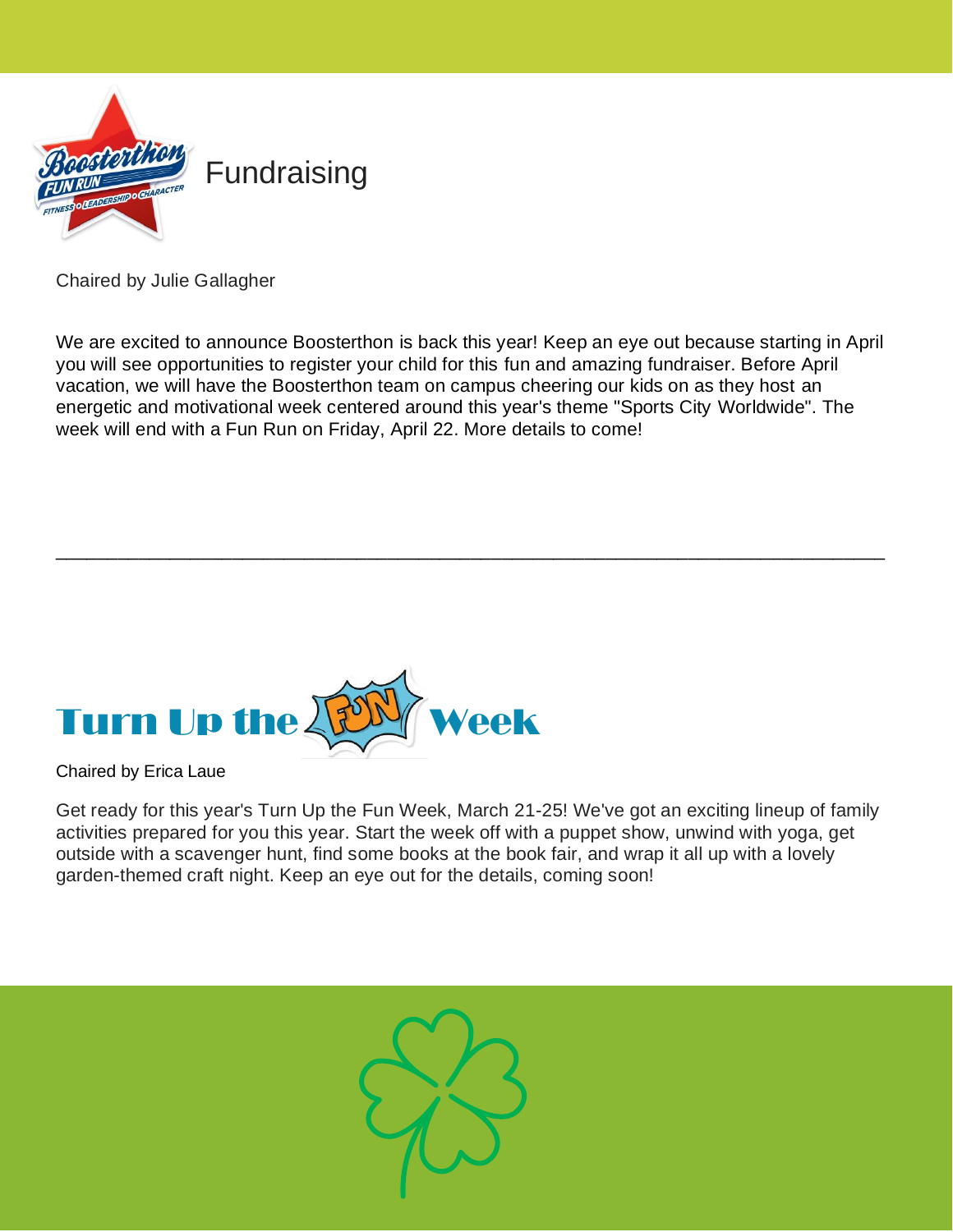## Fundraising

Chaired by Julie Gallagher

We are excited to announce Boosterthon is back this year! Keep an eye out because starting in April you will see opportunities to register your child for this fun and amazing fundraiser. Before April vacation, we will have the Boosterthon team on campus cheering our kids on as they host an energetic and motivational week centered around this year's theme "Sports City Worldwide". The week will end with a Fun Run on Friday, April 22. More details to come!

---

## Turn Up the FUN Week

Chaired by Erica Laue

Get ready for this year's Turn Up the Fun Week, March 21-25! We've got an exciting lineup of family activities prepared for you this year. Start the week off with a puppet show, unwind with yoga, get outside with a scavenger hunt, find some books at the book fair, and wrap it all up with a lovely garden-themed craft night. Keep an eye out for the details, coming soon!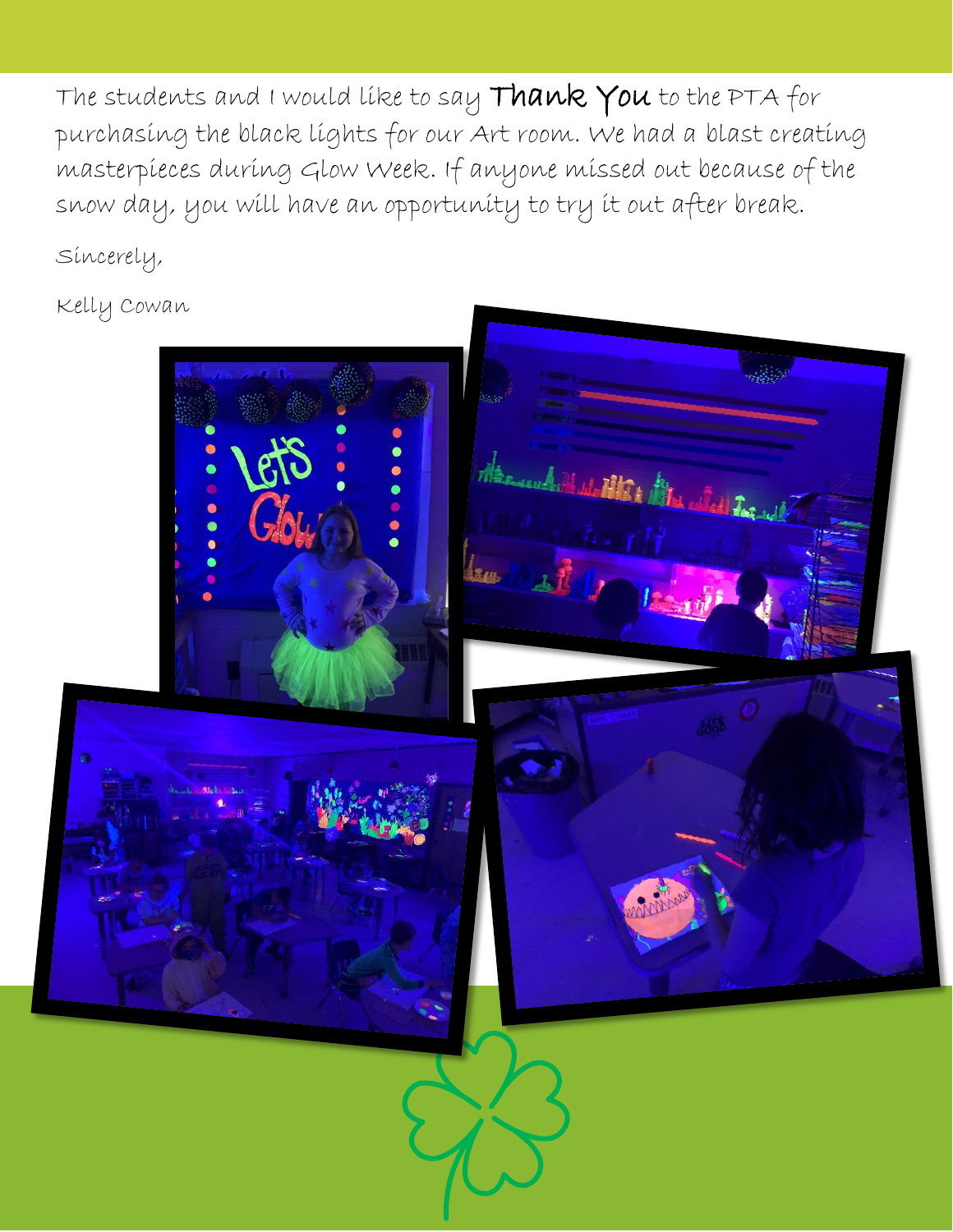The students and I would like to say **Thank You** to the PTA for purchasing the black lights for our Art room. We had a blast creating masterpieces during Glow Week. If anyone missed out because of the snow day, you will have an opportunity to try it out after break.

Sincerely,

Kelly Cowan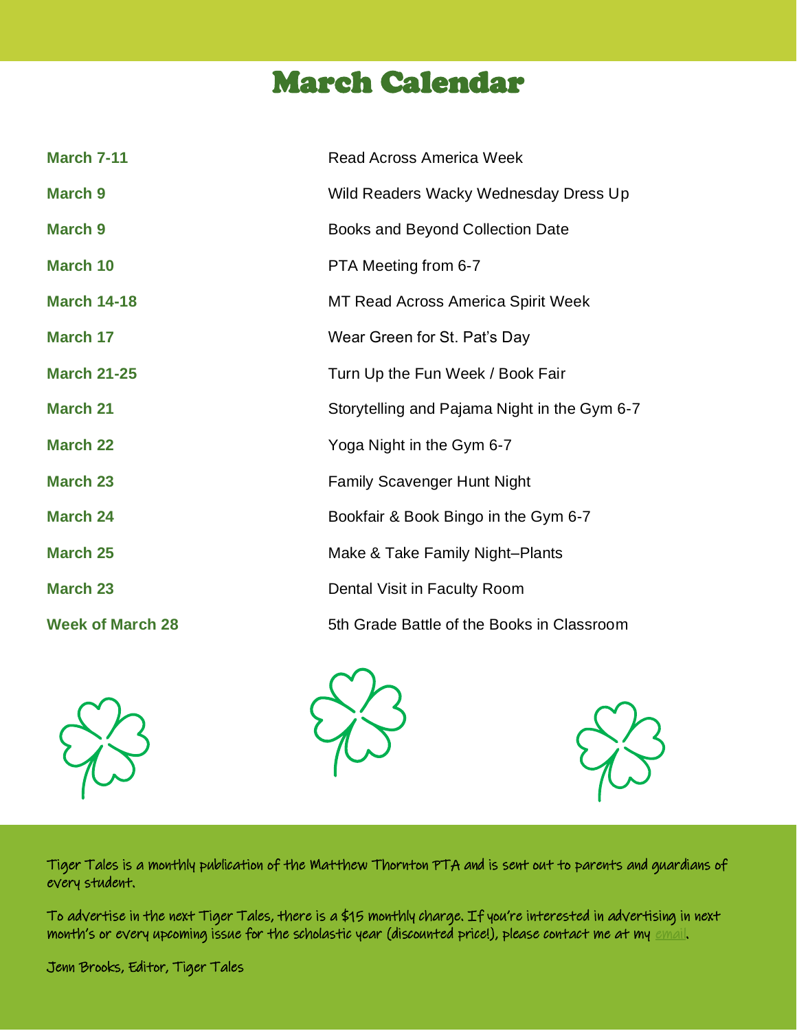# March Calendar

| | |
|---|---|
| **March 7-11** | Read Across America Week |
| **March 9** | Wild Readers Wacky Wednesday Dress Up |
| **March 9** | Books and Beyond Collection Date |
| **March 10** | PTA Meeting from 6-7 |
| **March 14-18** | MT Read Across America Spirit Week |
| **March 17** | Wear Green for St. Pat's Day |
| **March 21-25** | Turn Up the Fun Week / Book Fair |
| **March 21** | Storytelling and Pajama Night in the Gym 6-7 |
| **March 22** | Yoga Night in the Gym 6-7 |
| **March 23** | Family Scavenger Hunt Night |
| **March 24** | Bookfair & Book Bingo in the Gym 6-7 |
| **March 25** | Make & Take Family Night–Plants |
| **March 23** | Dental Visit in Faculty Room |
| **Week of March 28** | 5th Grade Battle of the Books in Classroom |

Tiger Tales is a monthly publication of the Matthew Thornton PTA and is sent out to parents and guardians of every student.

To advertise in the next Tiger Tales, there is a $15 monthly charge. If you're interested in advertising in next month's or every upcoming issue for the scholastic year (discounted price!), please contact me at my email.

Jenn Brooks, Editor, Tiger Tales